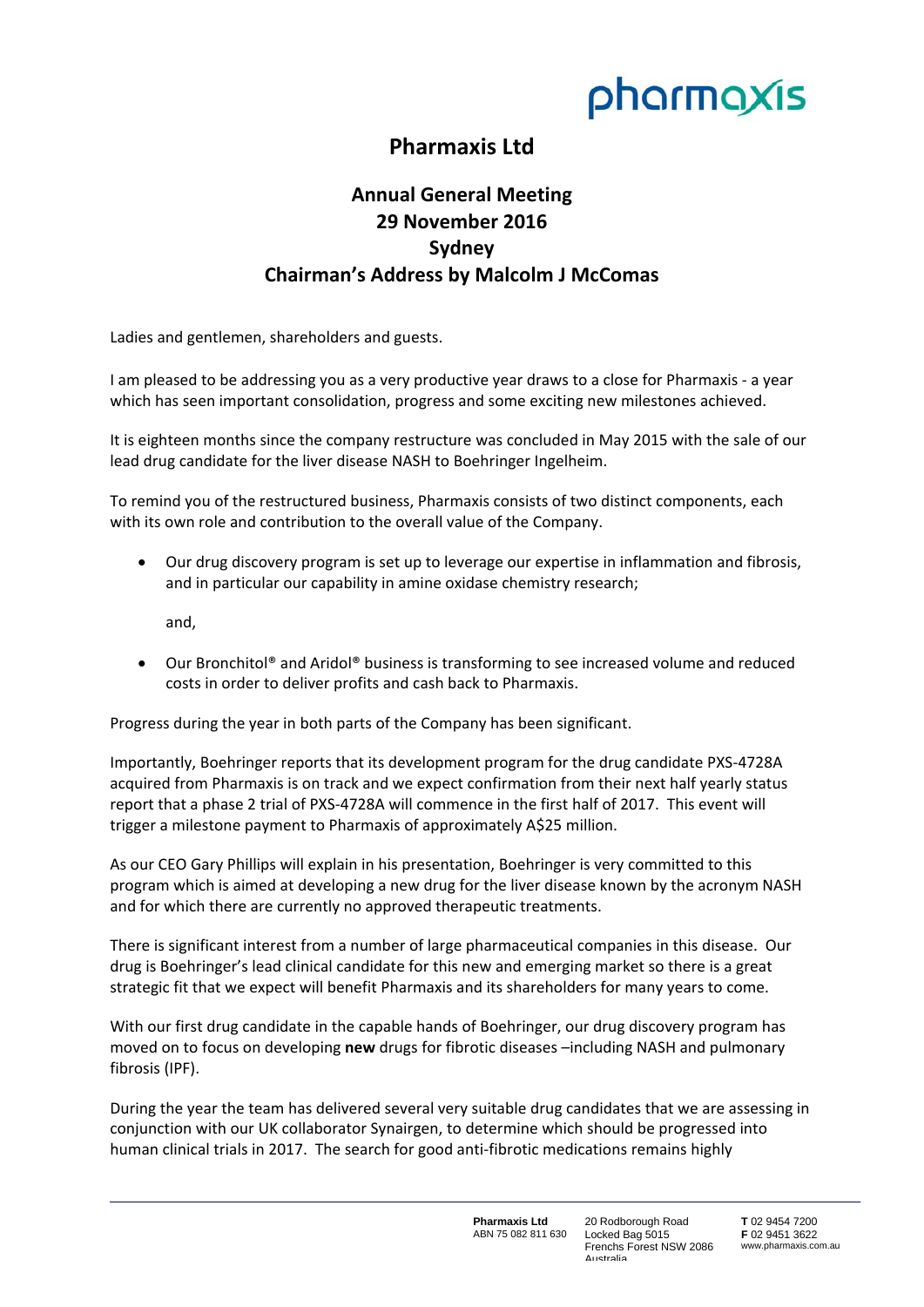# Pharmaxis Ltd

## Annual General Meeting
## 29 November 2016
## Sydney
## Chairman's Address by Malcolm J McComas

Ladies and gentlemen, shareholders and guests.

I am pleased to be addressing you as a very productive year draws to a close for Pharmaxis - a year which has seen important consolidation, progress and some exciting new milestones achieved.

It is eighteen months since the company restructure was concluded in May 2015 with the sale of our lead drug candidate for the liver disease NASH to Boehringer Ingelheim.

To remind you of the restructured business, Pharmaxis consists of two distinct components, each with its own role and contribution to the overall value of the Company.

- Our drug discovery program is set up to leverage our expertise in inflammation and fibrosis, and in particular our capability in amine oxidase chemistry research;

  and,

- Our Bronchitol® and Aridol® business is transforming to see increased volume and reduced costs in order to deliver profits and cash back to Pharmaxis.

Progress during the year in both parts of the Company has been significant.

Importantly, Boehringer reports that its development program for the drug candidate PXS-4728A acquired from Pharmaxis is on track and we expect confirmation from their next half yearly status report that a phase 2 trial of PXS-4728A will commence in the first half of 2017. This event will trigger a milestone payment to Pharmaxis of approximately A$25 million.

As our CEO Gary Phillips will explain in his presentation, Boehringer is very committed to this program which is aimed at developing a new drug for the liver disease known by the acronym NASH and for which there are currently no approved therapeutic treatments.

There is significant interest from a number of large pharmaceutical companies in this disease. Our drug is Boehringer's lead clinical candidate for this new and emerging market so there is a great strategic fit that we expect will benefit Pharmaxis and its shareholders for many years to come.

With our first drug candidate in the capable hands of Boehringer, our drug discovery program has moved on to focus on developing **new** drugs for fibrotic diseases –including NASH and pulmonary fibrosis (IPF).

During the year the team has delivered several very suitable drug candidates that we are assessing in conjunction with our UK collaborator Synairgen, to determine which should be progressed into human clinical trials in 2017. The search for good anti-fibrotic medications remains highly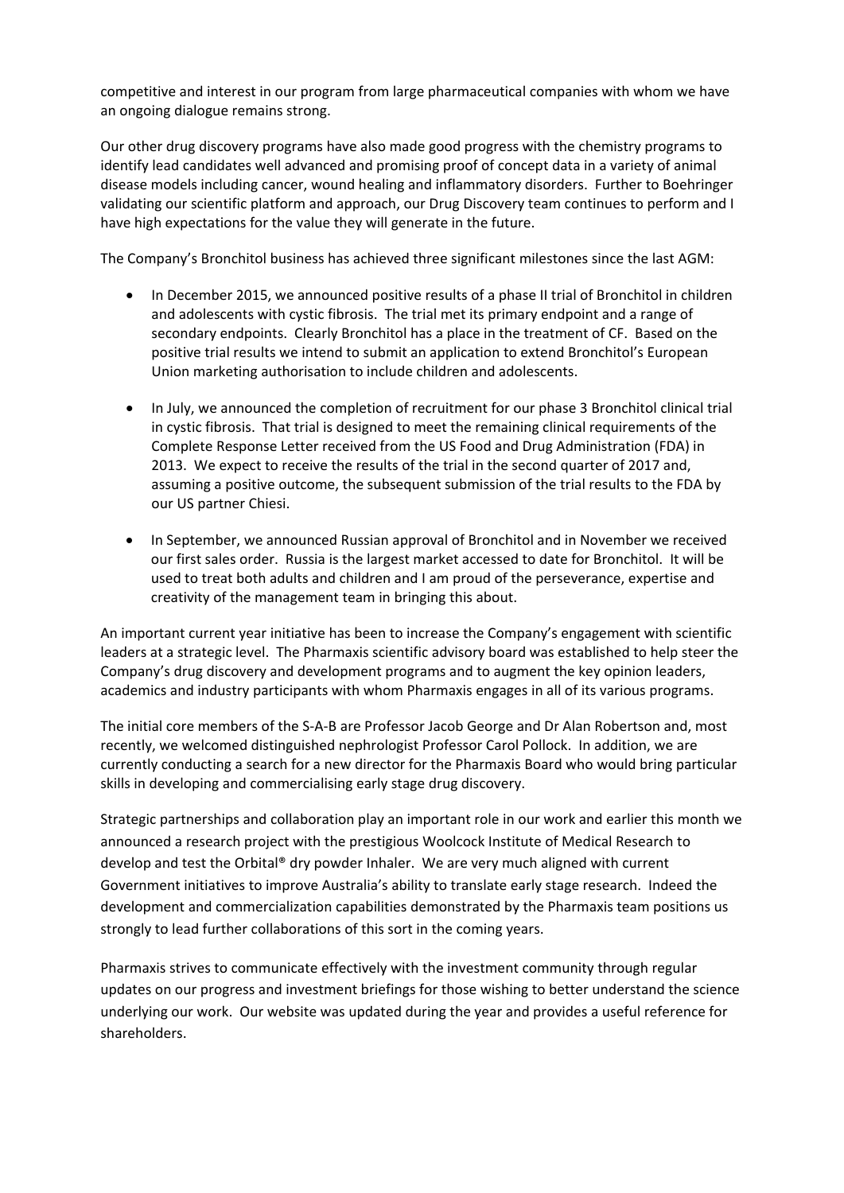competitive and interest in our program from large pharmaceutical companies with whom we have an ongoing dialogue remains strong.

Our other drug discovery programs have also made good progress with the chemistry programs to identify lead candidates well advanced and promising proof of concept data in a variety of animal disease models including cancer, wound healing and inflammatory disorders. Further to Boehringer validating our scientific platform and approach, our Drug Discovery team continues to perform and I have high expectations for the value they will generate in the future.

The Company's Bronchitol business has achieved three significant milestones since the last AGM:

- In December 2015, we announced positive results of a phase II trial of Bronchitol in children and adolescents with cystic fibrosis. The trial met its primary endpoint and a range of secondary endpoints. Clearly Bronchitol has a place in the treatment of CF. Based on the positive trial results we intend to submit an application to extend Bronchitol's European Union marketing authorisation to include children and adolescents.

- In July, we announced the completion of recruitment for our phase 3 Bronchitol clinical trial in cystic fibrosis. That trial is designed to meet the remaining clinical requirements of the Complete Response Letter received from the US Food and Drug Administration (FDA) in 2013. We expect to receive the results of the trial in the second quarter of 2017 and, assuming a positive outcome, the subsequent submission of the trial results to the FDA by our US partner Chiesi.

- In September, we announced Russian approval of Bronchitol and in November we received our first sales order. Russia is the largest market accessed to date for Bronchitol. It will be used to treat both adults and children and I am proud of the perseverance, expertise and creativity of the management team in bringing this about.

An important current year initiative has been to increase the Company's engagement with scientific leaders at a strategic level. The Pharmaxis scientific advisory board was established to help steer the Company's drug discovery and development programs and to augment the key opinion leaders, academics and industry participants with whom Pharmaxis engages in all of its various programs.

The initial core members of the S-A-B are Professor Jacob George and Dr Alan Robertson and, most recently, we welcomed distinguished nephrologist Professor Carol Pollock. In addition, we are currently conducting a search for a new director for the Pharmaxis Board who would bring particular skills in developing and commercialising early stage drug discovery.

Strategic partnerships and collaboration play an important role in our work and earlier this month we announced a research project with the prestigious Woolcock Institute of Medical Research to develop and test the Orbital® dry powder Inhaler. We are very much aligned with current Government initiatives to improve Australia's ability to translate early stage research. Indeed the development and commercialization capabilities demonstrated by the Pharmaxis team positions us strongly to lead further collaborations of this sort in the coming years.

Pharmaxis strives to communicate effectively with the investment community through regular updates on our progress and investment briefings for those wishing to better understand the science underlying our work. Our website was updated during the year and provides a useful reference for shareholders.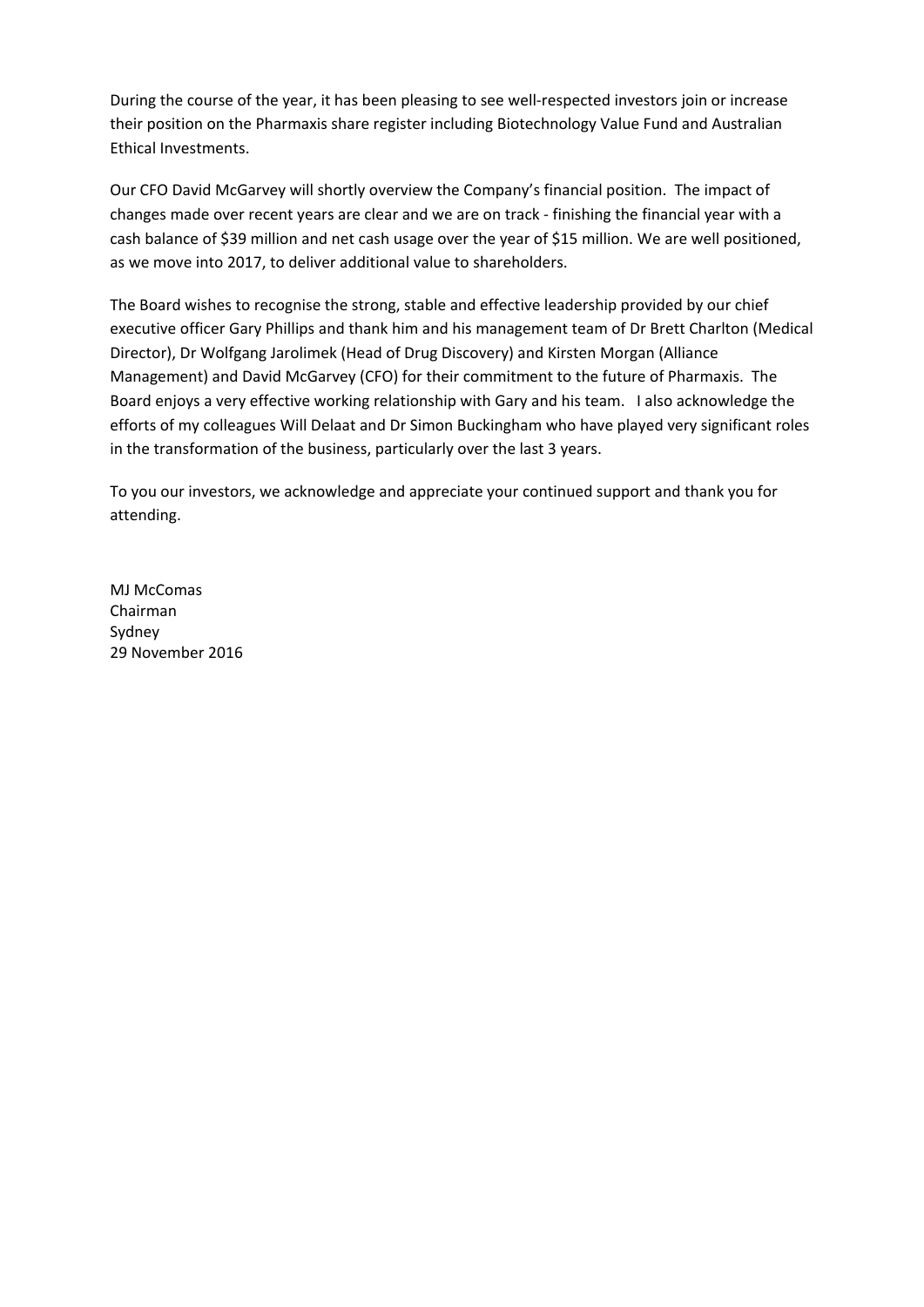During the course of the year, it has been pleasing to see well-respected investors join or increase their position on the Pharmaxis share register including Biotechnology Value Fund and Australian Ethical Investments.

Our CFO David McGarvey will shortly overview the Company's financial position. The impact of changes made over recent years are clear and we are on track - finishing the financial year with a cash balance of $39 million and net cash usage over the year of $15 million. We are well positioned, as we move into 2017, to deliver additional value to shareholders.

The Board wishes to recognise the strong, stable and effective leadership provided by our chief executive officer Gary Phillips and thank him and his management team of Dr Brett Charlton (Medical Director), Dr Wolfgang Jarolimek (Head of Drug Discovery) and Kirsten Morgan (Alliance Management) and David McGarvey (CFO) for their commitment to the future of Pharmaxis. The Board enjoys a very effective working relationship with Gary and his team. I also acknowledge the efforts of my colleagues Will Delaat and Dr Simon Buckingham who have played very significant roles in the transformation of the business, particularly over the last 3 years.

To you our investors, we acknowledge and appreciate your continued support and thank you for attending.

MJ McComas  
Chairman  
Sydney  
29 November 2016